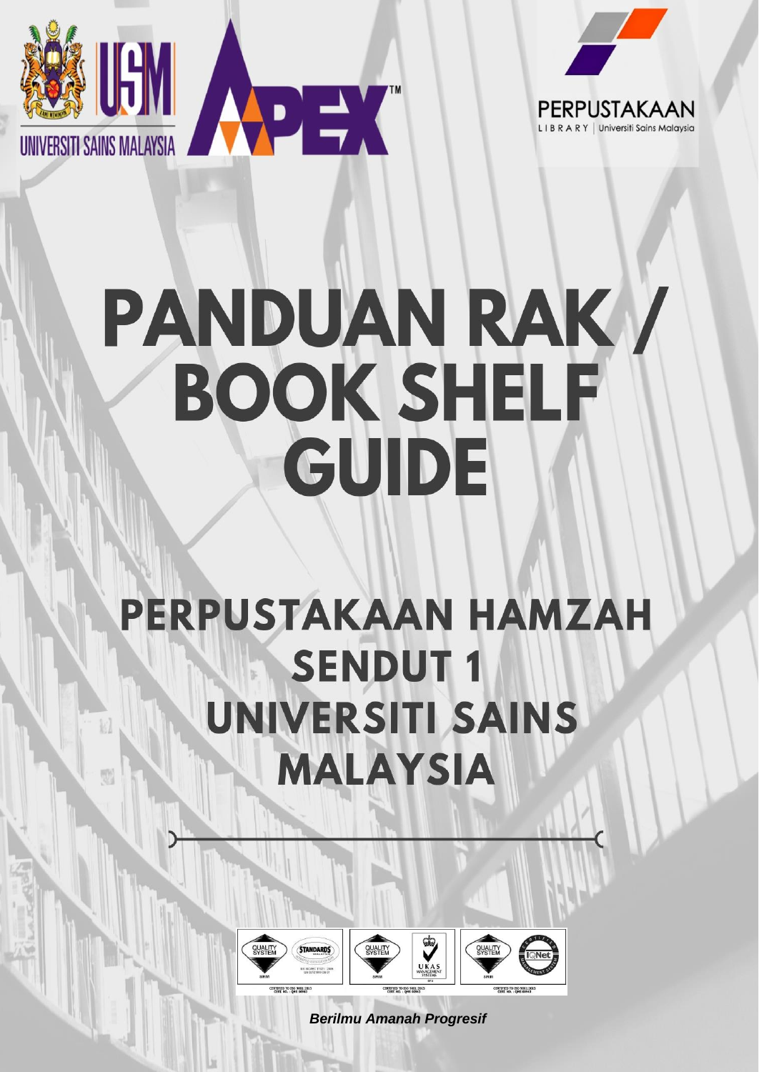# PANDUAN RAK / BOOK SHELF GUIDE

## PERPUSTAKAAN HAMZAH SENDUT 1 UNIVERSITI SAINS MALAYSIA

*Berilmu Amanah Progresif*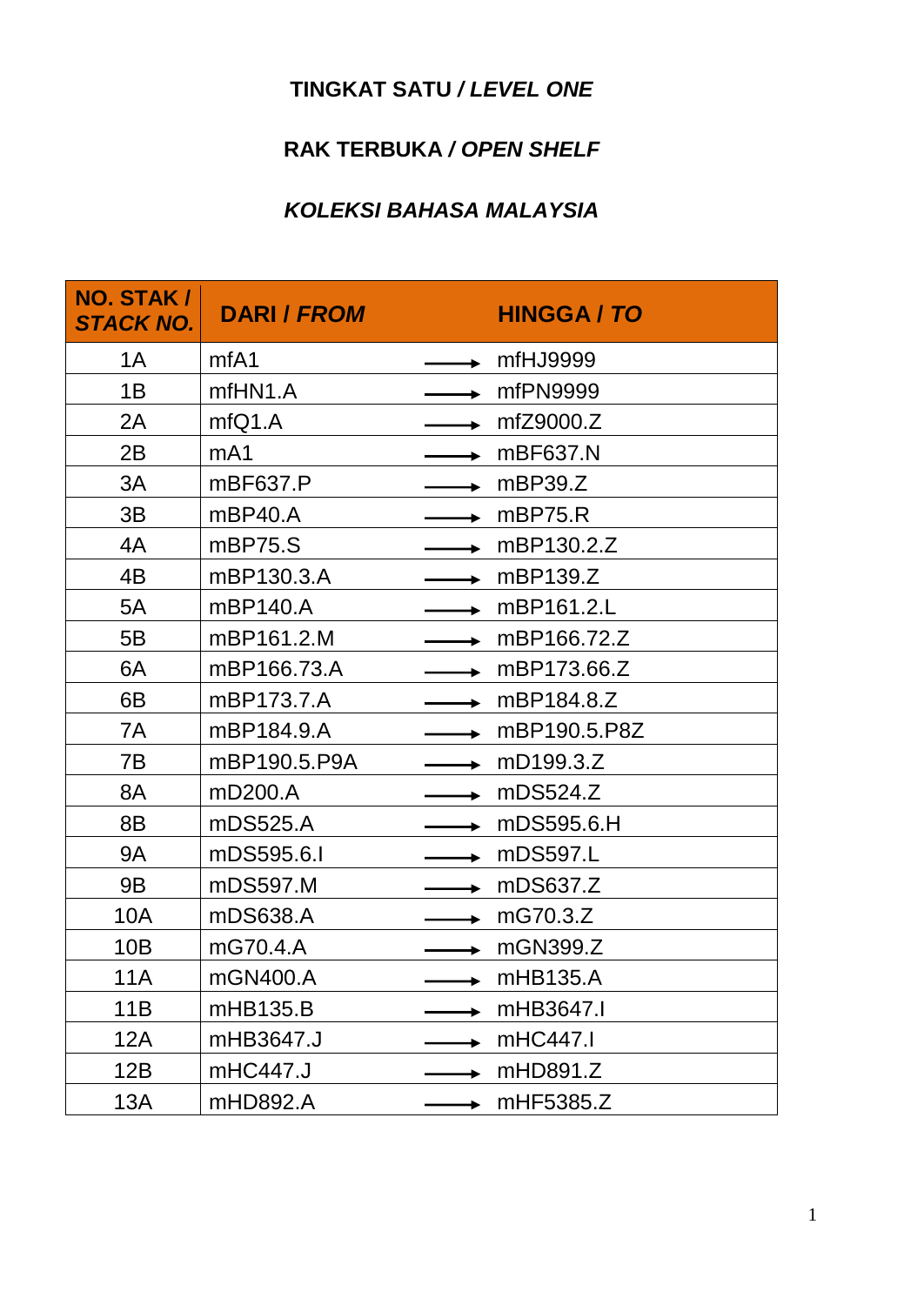**TINGKAT SATU / *LEVEL ONE***

**RAK TERBUKA / *OPEN SHELF***

***KOLEKSI BAHASA MALAYSIA***

| NO. STAK / *STACK NO.* | DARI / *FROM* | | HINGGA / *TO* |
|---|---|---|---|
| 1A | mfA1 | ⟶ | mfHJ9999 |
| 1B | mfHN1.A | ⟶ | mfPN9999 |
| 2A | mfQ1.A | ⟶ | mfZ9000.Z |
| 2B | mA1 | ⟶ | mBF637.N |
| 3A | mBF637.P | ⟶ | mBP39.Z |
| 3B | mBP40.A | ⟶ | mBP75.R |
| 4A | mBP75.S | ⟶ | mBP130.2.Z |
| 4B | mBP130.3.A | ⟶ | mBP139.Z |
| 5A | mBP140.A | ⟶ | mBP161.2.L |
| 5B | mBP161.2.M | ⟶ | mBP166.72.Z |
| 6A | mBP166.73.A | ⟶ | mBP173.66.Z |
| 6B | mBP173.7.A | ⟶ | mBP184.8.Z |
| 7A | mBP184.9.A | ⟶ | mBP190.5.P8Z |
| 7B | mBP190.5.P9A | ⟶ | mD199.3.Z |
| 8A | mD200.A | ⟶ | mDS524.Z |
| 8B | mDS525.A | ⟶ | mDS595.6.H |
| 9A | mDS595.6.I | ⟶ | mDS597.L |
| 9B | mDS597.M | ⟶ | mDS637.Z |
| 10A | mDS638.A | ⟶ | mG70.3.Z |
| 10B | mG70.4.A | ⟶ | mGN399.Z |
| 11A | mGN400.A | ⟶ | mHB135.A |
| 11B | mHB135.B | ⟶ | mHB3647.I |
| 12A | mHB3647.J | ⟶ | mHC447.I |
| 12B | mHC447.J | ⟶ | mHD891.Z |
| 13A | mHD892.A | ⟶ | mHF5385.Z |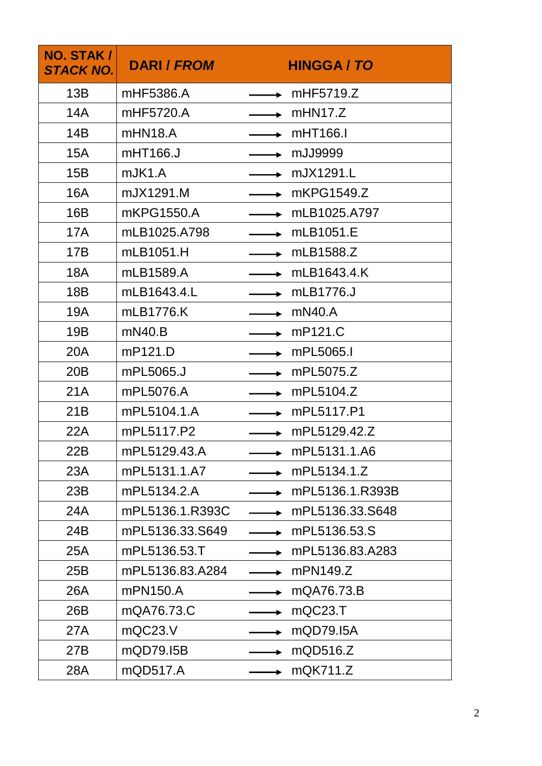| NO. STAK / *STACK NO.* | DARI / *FROM* | | HINGGA / *TO* |
|---|---|---|---|
| 13B | mHF5386.A | → | mHF5719.Z |
| 14A | mHF5720.A | → | mHN17.Z |
| 14B | mHN18.A | → | mHT166.I |
| 15A | mHT166.J | → | mJJ9999 |
| 15B | mJK1.A | → | mJX1291.L |
| 16A | mJX1291.M | → | mKPG1549.Z |
| 16B | mKPG1550.A | → | mLB1025.A797 |
| 17A | mLB1025.A798 | → | mLB1051.E |
| 17B | mLB1051.H | → | mLB1588.Z |
| 18A | mLB1589.A | → | mLB1643.4.K |
| 18B | mLB1643.4.L | → | mLB1776.J |
| 19A | mLB1776.K | → | mN40.A |
| 19B | mN40.B | → | mP121.C |
| 20A | mP121.D | → | mPL5065.I |
| 20B | mPL5065.J | → | mPL5075.Z |
| 21A | mPL5076.A | → | mPL5104.Z |
| 21B | mPL5104.1.A | → | mPL5117.P1 |
| 22A | mPL5117.P2 | → | mPL5129.42.Z |
| 22B | mPL5129.43.A | → | mPL5131.1.A6 |
| 23A | mPL5131.1.A7 | → | mPL5134.1.Z |
| 23B | mPL5134.2.A | → | mPL5136.1.R393B |
| 24A | mPL5136.1.R393C | → | mPL5136.33.S648 |
| 24B | mPL5136.33.S649 | → | mPL5136.53.S |
| 25A | mPL5136.53.T | → | mPL5136.83.A283 |
| 25B | mPL5136.83.A284 | → | mPN149.Z |
| 26A | mPN150.A | → | mQA76.73.B |
| 26B | mQA76.73.C | → | mQC23.T |
| 27A | mQC23.V | → | mQD79.I5A |
| 27B | mQD79.I5B | → | mQD516.Z |
| 28A | mQD517.A | → | mQK711.Z |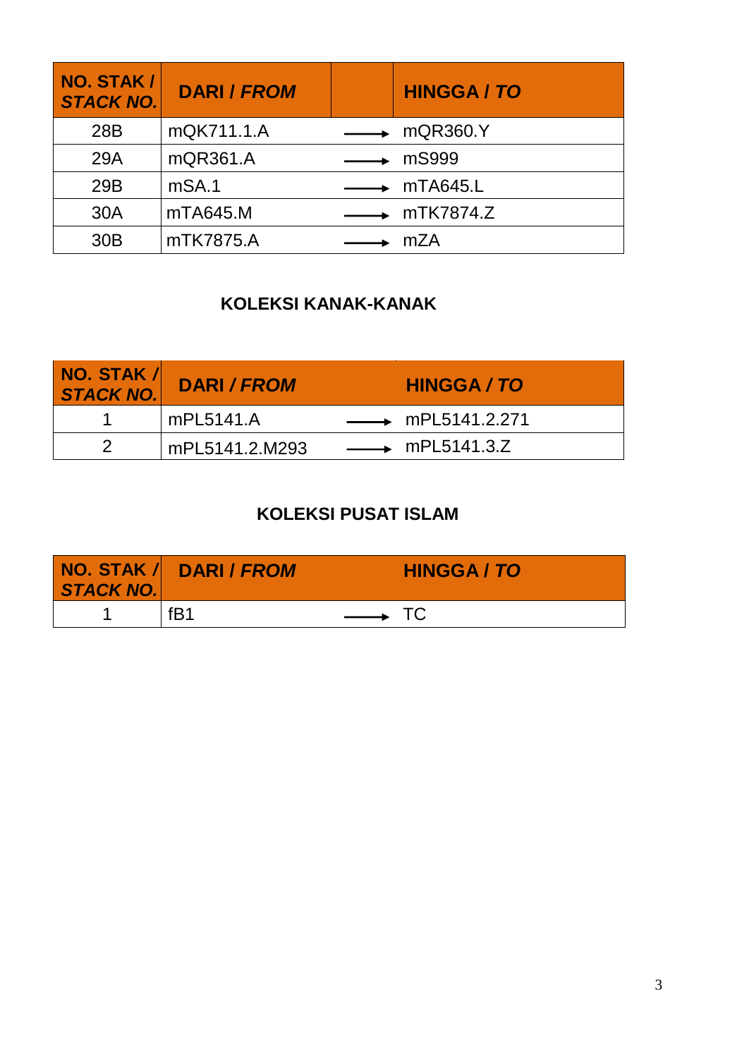| **NO. STAK / *STACK NO.*** | **DARI / *FROM*** | | **HINGGA / *TO*** |
|---|---|---|---|
| 28B | mQK711.1.A | ⟶ | mQR360.Y |
| 29A | mQR361.A | ⟶ | mS999 |
| 29B | mSA.1 | ⟶ | mTA645.L |
| 30A | mTA645.M | ⟶ | mTK7874.Z |
| 30B | mTK7875.A | ⟶ | mZA |

## KOLEKSI KANAK-KANAK

| **NO. STAK / *STACK NO.*** | **DARI / *FROM*** | | **HINGGA / *TO*** |
|---|---|---|---|
| 1 | mPL5141.A | ⟶ | mPL5141.2.271 |
| 2 | mPL5141.2.M293 | ⟶ | mPL5141.3.Z |

## KOLEKSI PUSAT ISLAM

| **NO. STAK / *STACK NO.*** | **DARI / *FROM*** | | **HINGGA / *TO*** |
|---|---|---|---|
| 1 | fB1 | ⟶ | TC |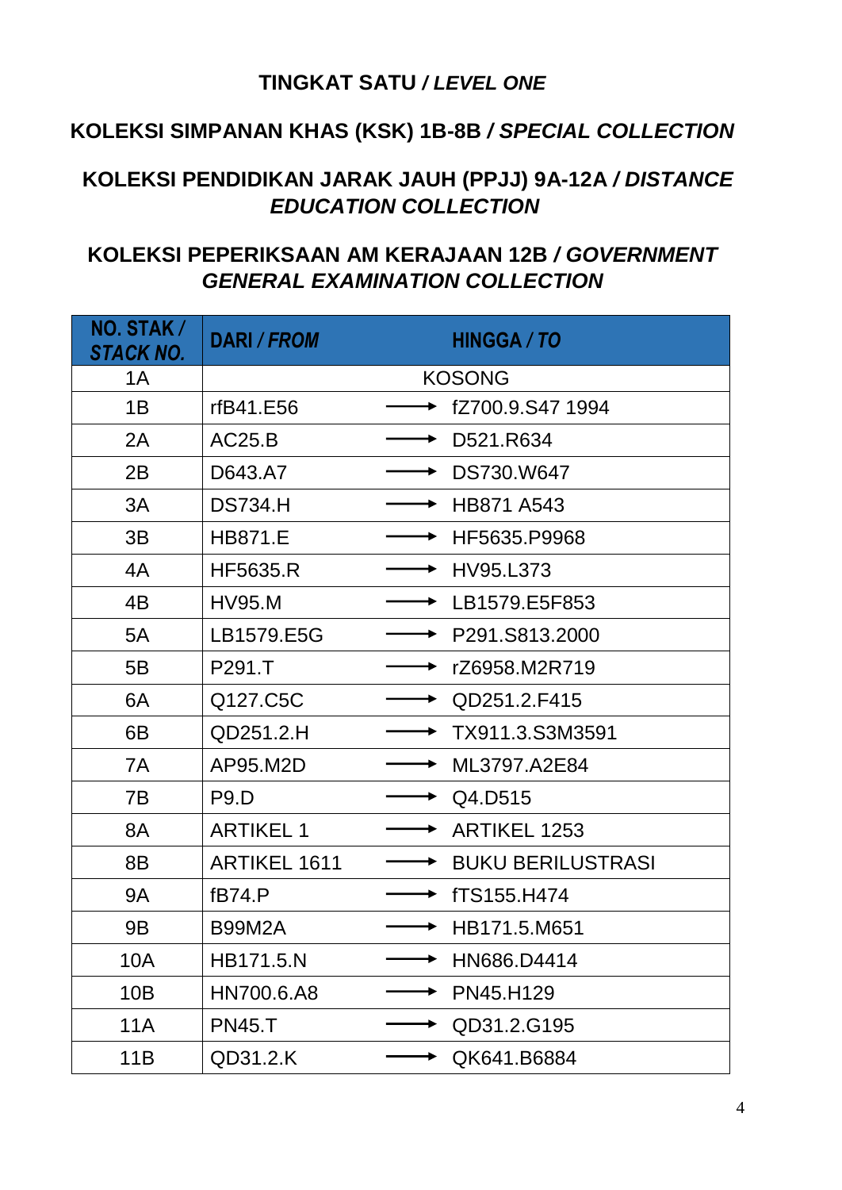## TINGKAT SATU / *LEVEL ONE*

## KOLEKSI SIMPANAN KHAS (KSK) 1B-8B / *SPECIAL COLLECTION*

## KOLEKSI PENDIDIKAN JARAK JAUH (PPJJ) 9A-12A / *DISTANCE EDUCATION COLLECTION*

## KOLEKSI PEPERIKSAAN AM KERAJAAN 12B / *GOVERNMENT GENERAL EXAMINATION COLLECTION*

| NO. STAK / *STACK NO.* | DARI / *FROM* | | HINGGA / *TO* |
|---|---|---|---|
| 1A | | KOSONG | |
| 1B | rfB41.E56 | → | fZ700.9.S47 1994 |
| 2A | AC25.B | → | D521.R634 |
| 2B | D643.A7 | → | DS730.W647 |
| 3A | DS734.H | → | HB871 A543 |
| 3B | HB871.E | → | HF5635.P9968 |
| 4A | HF5635.R | → | HV95.L373 |
| 4B | HV95.M | → | LB1579.E5F853 |
| 5A | LB1579.E5G | → | P291.S813.2000 |
| 5B | P291.T | → | rZ6958.M2R719 |
| 6A | Q127.C5C | → | QD251.2.F415 |
| 6B | QD251.2.H | → | TX911.3.S3M3591 |
| 7A | AP95.M2D | → | ML3797.A2E84 |
| 7B | P9.D | → | Q4.D515 |
| 8A | ARTIKEL 1 | → | ARTIKEL 1253 |
| 8B | ARTIKEL 1611 | → | BUKU BERILUSTRASI |
| 9A | fB74.P | → | fTS155.H474 |
| 9B | B99M2A | → | HB171.5.M651 |
| 10A | HB171.5.N | → | HN686.D4414 |
| 10B | HN700.6.A8 | → | PN45.H129 |
| 11A | PN45.T | → | QD31.2.G195 |
| 11B | QD31.2.K | → | QK641.B6884 |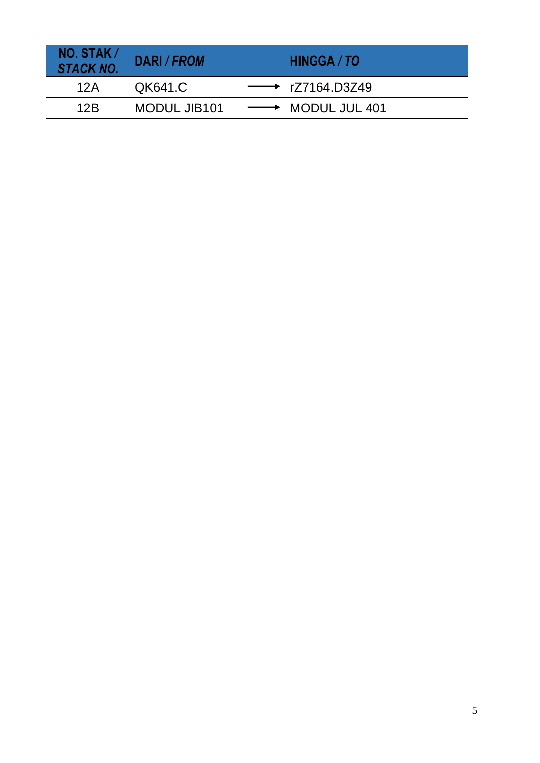| NO. STAK / ***STACK NO.*** | DARI / ***FROM*** | | HINGGA / ***TO*** |
|---|---|---|---|
| 12A | QK641.C | ⟶ | rZ7164.D3Z49 |
| 12B | MODUL JIB101 | ⟶ | MODUL JUL 401 |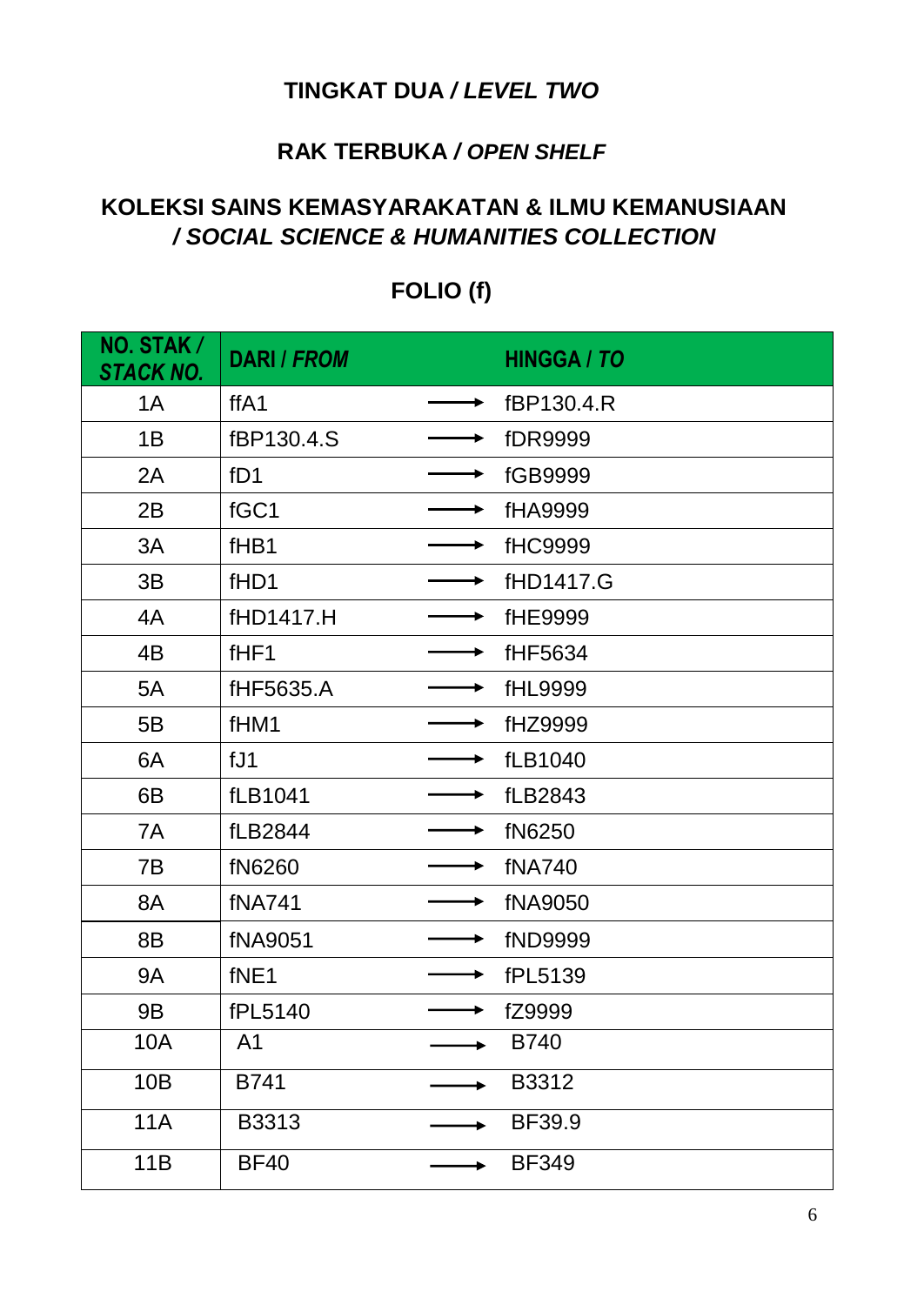## **TINGKAT DUA /** ***LEVEL TWO***

### **RAK TERBUKA /** ***OPEN SHELF***

### **KOLEKSI SAINS KEMASYARAKATAN & ILMU KEMANUSIAAN /** ***SOCIAL SCIENCE & HUMANITIES COLLECTION***

### **FOLIO (f)**

| **NO. STAK /** ***STACK NO.*** | **DARI /** ***FROM*** | | **HINGGA /** ***TO*** |
|---|---|---|---|
| 1A | ffA1 | → | fBP130.4.R |
| 1B | fBP130.4.S | → | fDR9999 |
| 2A | fD1 | → | fGB9999 |
| 2B | fGC1 | → | fHA9999 |
| 3A | fHB1 | → | fHC9999 |
| 3B | fHD1 | → | fHD1417.G |
| 4A | fHD1417.H | → | fHE9999 |
| 4B | fHF1 | → | fHF5634 |
| 5A | fHF5635.A | → | fHL9999 |
| 5B | fHM1 | → | fHZ9999 |
| 6A | fJ1 | → | fLB1040 |
| 6B | fLB1041 | → | fLB2843 |
| 7A | fLB2844 | → | fN6250 |
| 7B | fN6260 | → | fNA740 |
| 8A | fNA741 | → | fNA9050 |
| 8B | fNA9051 | → | fND9999 |
| 9A | fNE1 | → | fPL5139 |
| 9B | fPL5140 | → | fZ9999 |
| 10A | A1 | → | B740 |
| 10B | B741 | → | B3312 |
| 11A | B3313 | → | BF39.9 |
| 11B | BF40 | → | BF349 |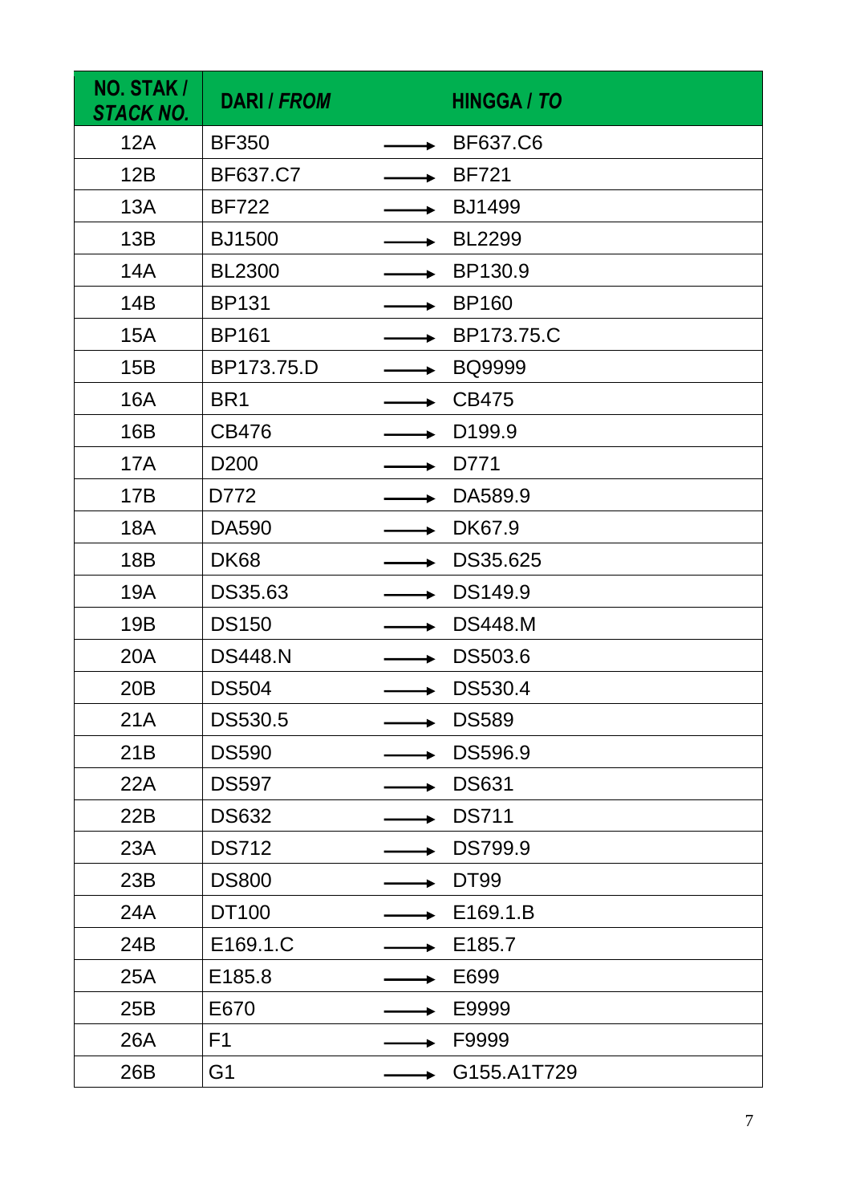| NO. STAK / *STACK NO.* | DARI / *FROM* | | HINGGA / *TO* |
|---|---|---|---|
| 12A | BF350 | → | BF637.C6 |
| 12B | BF637.C7 | → | BF721 |
| 13A | BF722 | → | BJ1499 |
| 13B | BJ1500 | → | BL2299 |
| 14A | BL2300 | → | BP130.9 |
| 14B | BP131 | → | BP160 |
| 15A | BP161 | → | BP173.75.C |
| 15B | BP173.75.D | → | BQ9999 |
| 16A | BR1 | → | CB475 |
| 16B | CB476 | → | D199.9 |
| 17A | D200 | → | D771 |
| 17B | D772 | → | DA589.9 |
| 18A | DA590 | → | DK67.9 |
| 18B | DK68 | → | DS35.625 |
| 19A | DS35.63 | → | DS149.9 |
| 19B | DS150 | → | DS448.M |
| 20A | DS448.N | → | DS503.6 |
| 20B | DS504 | → | DS530.4 |
| 21A | DS530.5 | → | DS589 |
| 21B | DS590 | → | DS596.9 |
| 22A | DS597 | → | DS631 |
| 22B | DS632 | → | DS711 |
| 23A | DS712 | → | DS799.9 |
| 23B | DS800 | → | DT99 |
| 24A | DT100 | → | E169.1.B |
| 24B | E169.1.C | → | E185.7 |
| 25A | E185.8 | → | E699 |
| 25B | E670 | → | E9999 |
| 26A | F1 | → | F9999 |
| 26B | G1 | → | G155.A1T729 |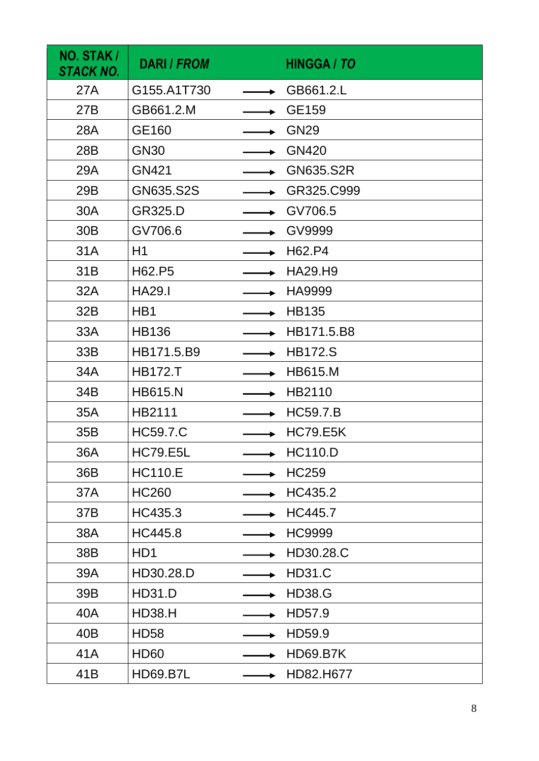| NO. STAK / *STACK NO.* | DARI / *FROM* | | HINGGA / *TO* |
|---|---|---|---|
| 27A | G155.A1T730 | → | GB661.2.L |
| 27B | GB661.2.M | → | GE159 |
| 28A | GE160 | → | GN29 |
| 28B | GN30 | → | GN420 |
| 29A | GN421 | → | GN635.S2R |
| 29B | GN635.S2S | → | GR325.C999 |
| 30A | GR325.D | → | GV706.5 |
| 30B | GV706.6 | → | GV9999 |
| 31A | H1 | → | H62.P4 |
| 31B | H62.P5 | → | HA29.H9 |
| 32A | HA29.I | → | HA9999 |
| 32B | HB1 | → | HB135 |
| 33A | HB136 | → | HB171.5.B8 |
| 33B | HB171.5.B9 | → | HB172.S |
| 34A | HB172.T | → | HB615.M |
| 34B | HB615.N | → | HB2110 |
| 35A | HB2111 | → | HC59.7.B |
| 35B | HC59.7.C | → | HC79.E5K |
| 36A | HC79.E5L | → | HC110.D |
| 36B | HC110.E | → | HC259 |
| 37A | HC260 | → | HC435.2 |
| 37B | HC435.3 | → | HC445.7 |
| 38A | HC445.8 | → | HC9999 |
| 38B | HD1 | → | HD30.28.C |
| 39A | HD30.28.D | → | HD31.C |
| 39B | HD31.D | → | HD38.G |
| 40A | HD38.H | → | HD57.9 |
| 40B | HD58 | → | HD59.9 |
| 41A | HD60 | → | HD69.B7K |
| 41B | HD69.B7L | → | HD82.H677 |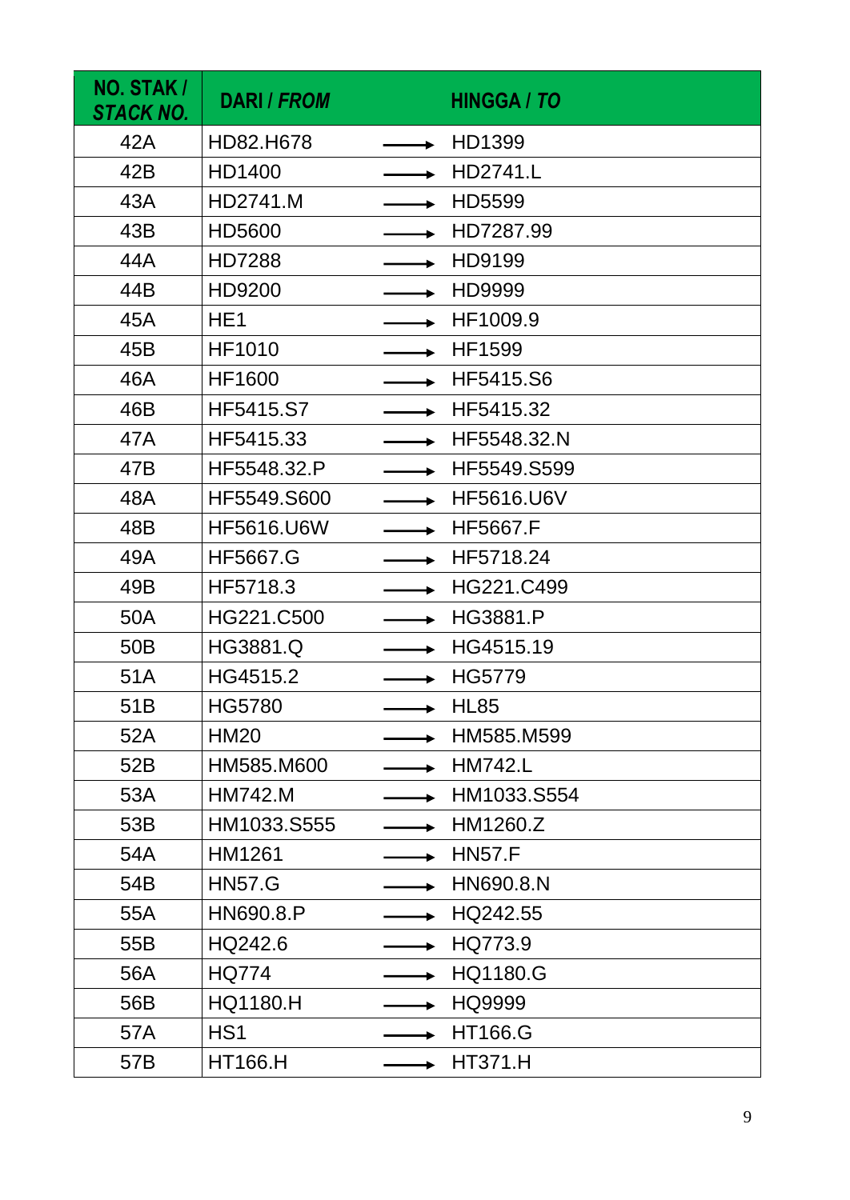| NO. STAK / *STACK NO.* | DARI / *FROM* | | HINGGA / *TO* |
|---|---|---|---|
| 42A | HD82.H678 | ⟶ | HD1399 |
| 42B | HD1400 | ⟶ | HD2741.L |
| 43A | HD2741.M | ⟶ | HD5599 |
| 43B | HD5600 | ⟶ | HD7287.99 |
| 44A | HD7288 | ⟶ | HD9199 |
| 44B | HD9200 | ⟶ | HD9999 |
| 45A | HE1 | ⟶ | HF1009.9 |
| 45B | HF1010 | ⟶ | HF1599 |
| 46A | HF1600 | ⟶ | HF5415.S6 |
| 46B | HF5415.S7 | ⟶ | HF5415.32 |
| 47A | HF5415.33 | ⟶ | HF5548.32.N |
| 47B | HF5548.32.P | ⟶ | HF5549.S599 |
| 48A | HF5549.S600 | ⟶ | HF5616.U6V |
| 48B | HF5616.U6W | ⟶ | HF5667.F |
| 49A | HF5667.G | ⟶ | HF5718.24 |
| 49B | HF5718.3 | ⟶ | HG221.C499 |
| 50A | HG221.C500 | ⟶ | HG3881.P |
| 50B | HG3881.Q | ⟶ | HG4515.19 |
| 51A | HG4515.2 | ⟶ | HG5779 |
| 51B | HG5780 | ⟶ | HL85 |
| 52A | HM20 | ⟶ | HM585.M599 |
| 52B | HM585.M600 | ⟶ | HM742.L |
| 53A | HM742.M | ⟶ | HM1033.S554 |
| 53B | HM1033.S555 | ⟶ | HM1260.Z |
| 54A | HM1261 | ⟶ | HN57.F |
| 54B | HN57.G | ⟶ | HN690.8.N |
| 55A | HN690.8.P | ⟶ | HQ242.55 |
| 55B | HQ242.6 | ⟶ | HQ773.9 |
| 56A | HQ774 | ⟶ | HQ1180.G |
| 56B | HQ1180.H | ⟶ | HQ9999 |
| 57A | HS1 | ⟶ | HT166.G |
| 57B | HT166.H | ⟶ | HT371.H |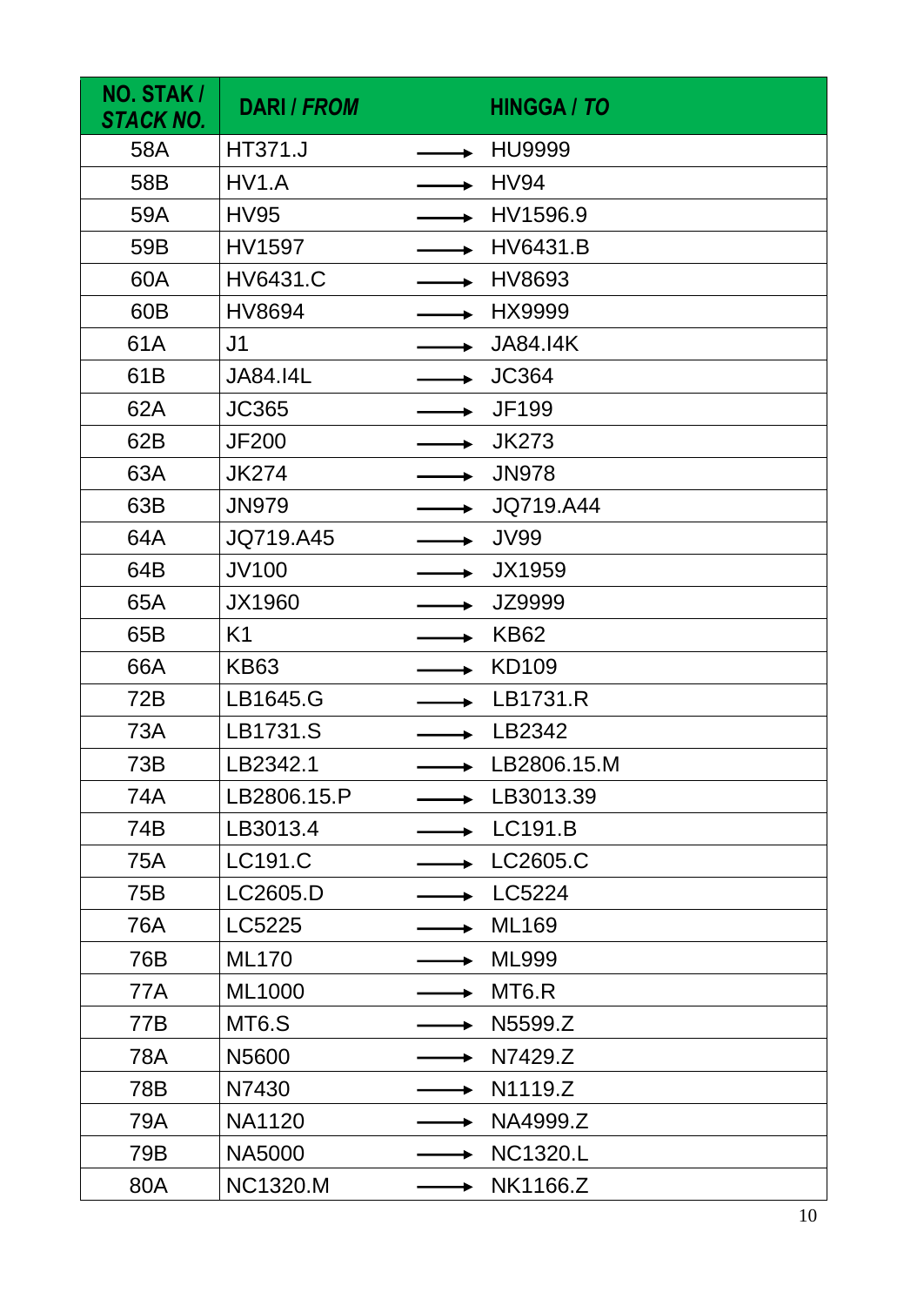| NO. STAK / *STACK NO.* | DARI / *FROM* | | HINGGA / *TO* |
|---|---|---|---|
| 58A | HT371.J | ⟶ | HU9999 |
| 58B | HV1.A | ⟶ | HV94 |
| 59A | HV95 | ⟶ | HV1596.9 |
| 59B | HV1597 | ⟶ | HV6431.B |
| 60A | HV6431.C | ⟶ | HV8693 |
| 60B | HV8694 | ⟶ | HX9999 |
| 61A | J1 | ⟶ | JA84.I4K |
| 61B | JA84.I4L | ⟶ | JC364 |
| 62A | JC365 | ⟶ | JF199 |
| 62B | JF200 | ⟶ | JK273 |
| 63A | JK274 | ⟶ | JN978 |
| 63B | JN979 | ⟶ | JQ719.A44 |
| 64A | JQ719.A45 | ⟶ | JV99 |
| 64B | JV100 | ⟶ | JX1959 |
| 65A | JX1960 | ⟶ | JZ9999 |
| 65B | K1 | ⟶ | KB62 |
| 66A | KB63 | ⟶ | KD109 |
| 72B | LB1645.G | ⟶ | LB1731.R |
| 73A | LB1731.S | ⟶ | LB2342 |
| 73B | LB2342.1 | ⟶ | LB2806.15.M |
| 74A | LB2806.15.P | ⟶ | LB3013.39 |
| 74B | LB3013.4 | ⟶ | LC191.B |
| 75A | LC191.C | ⟶ | LC2605.C |
| 75B | LC2605.D | ⟶ | LC5224 |
| 76A | LC5225 | ⟶ | ML169 |
| 76B | ML170 | ⟶ | ML999 |
| 77A | ML1000 | ⟶ | MT6.R |
| 77B | MT6.S | ⟶ | N5599.Z |
| 78A | N5600 | ⟶ | N7429.Z |
| 78B | N7430 | ⟶ | N1119.Z |
| 79A | NA1120 | ⟶ | NA4999.Z |
| 79B | NA5000 | ⟶ | NC1320.L |
| 80A | NC1320.M | ⟶ | NK1166.Z |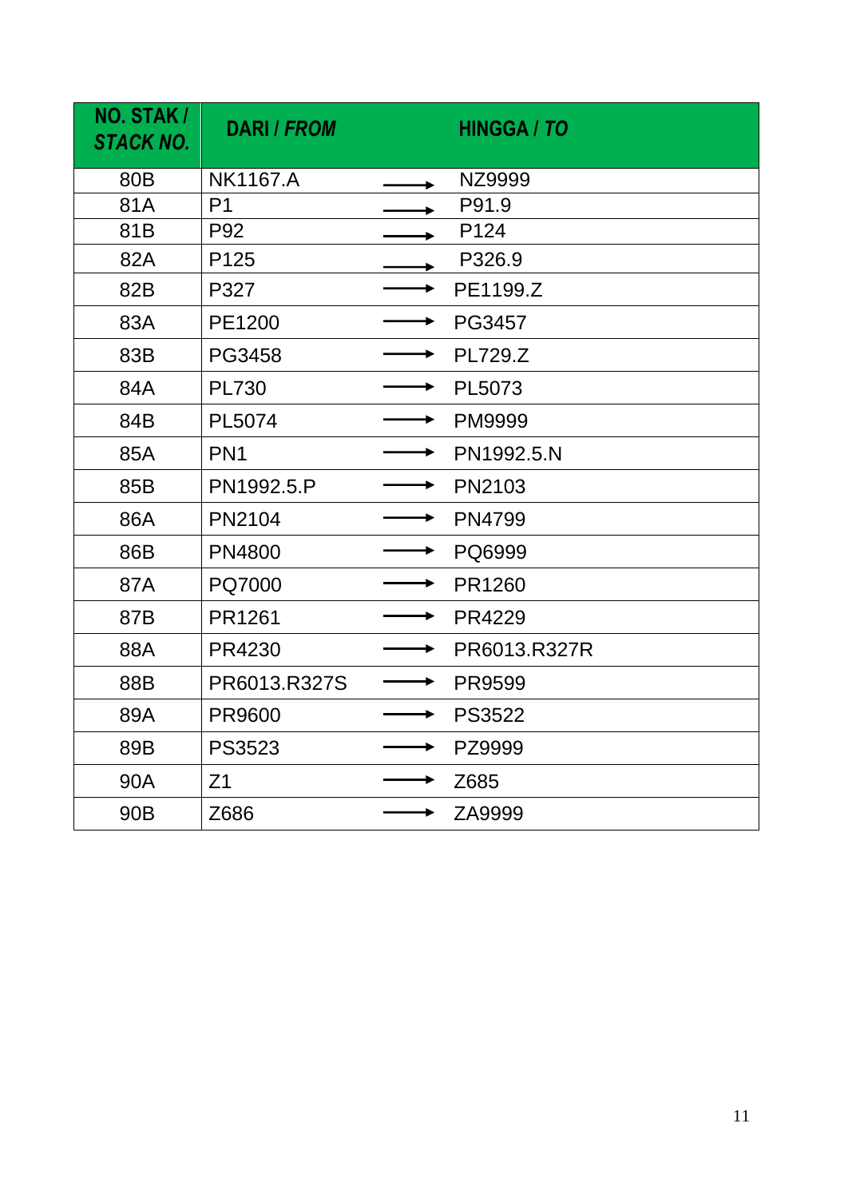| NO. STAK / *STACK NO.* | DARI / *FROM* | | HINGGA / *TO* |
|---|---|---|---|
| 80B | NK1167.A | ⟶ | NZ9999 |
| 81A | P1 | ⟶ | P91.9 |
| 81B | P92 | ⟶ | P124 |
| 82A | P125 | ⟶ | P326.9 |
| 82B | P327 | ⟶ | PE1199.Z |
| 83A | PE1200 | ⟶ | PG3457 |
| 83B | PG3458 | ⟶ | PL729.Z |
| 84A | PL730 | ⟶ | PL5073 |
| 84B | PL5074 | ⟶ | PM9999 |
| 85A | PN1 | ⟶ | PN1992.5.N |
| 85B | PN1992.5.P | ⟶ | PN2103 |
| 86A | PN2104 | ⟶ | PN4799 |
| 86B | PN4800 | ⟶ | PQ6999 |
| 87A | PQ7000 | ⟶ | PR1260 |
| 87B | PR1261 | ⟶ | PR4229 |
| 88A | PR4230 | ⟶ | PR6013.R327R |
| 88B | PR6013.R327S | ⟶ | PR9599 |
| 89A | PR9600 | ⟶ | PS3522 |
| 89B | PS3523 | ⟶ | PZ9999 |
| 90A | Z1 | ⟶ | Z685 |
| 90B | Z686 | ⟶ | ZA9999 |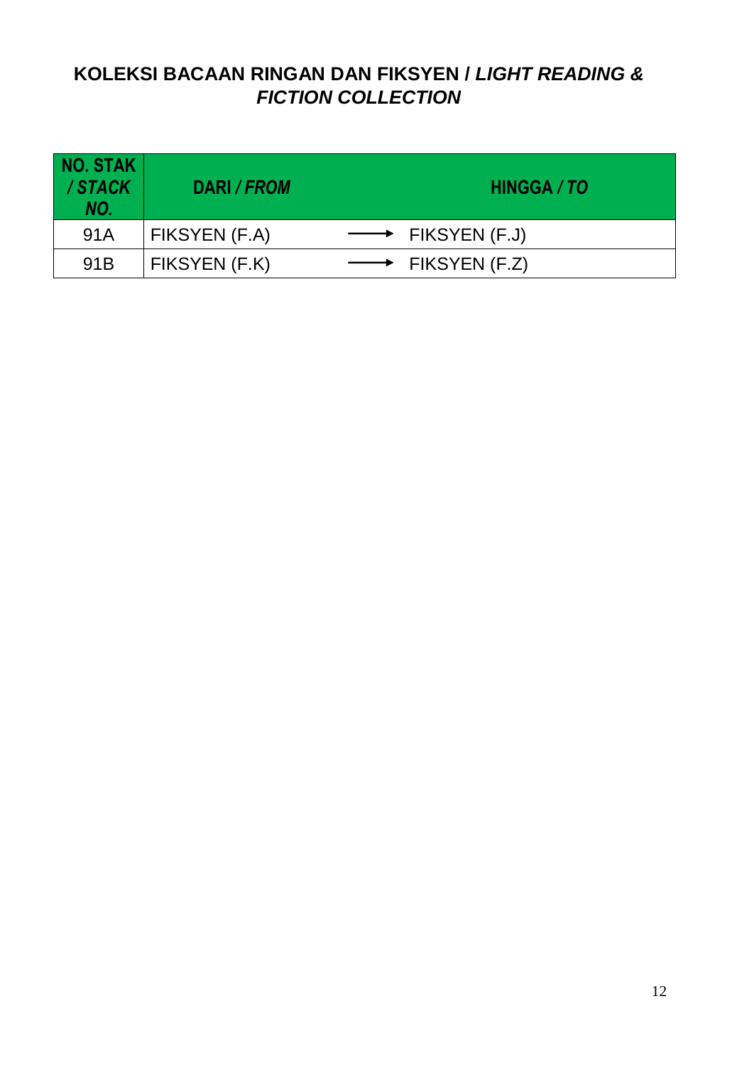## **KOLEKSI BACAAN RINGAN DAN FIKSYEN / *LIGHT READING & FICTION COLLECTION***

| **NO. STAK / *STACK NO.*** | **DARI / *FROM*** | **HINGGA / *TO*** |
|---|---|---|
| 91A | FIKSYEN (F.A) | → FIKSYEN (F.J) |
| 91B | FIKSYEN (F.K) | → FIKSYEN (F.Z) |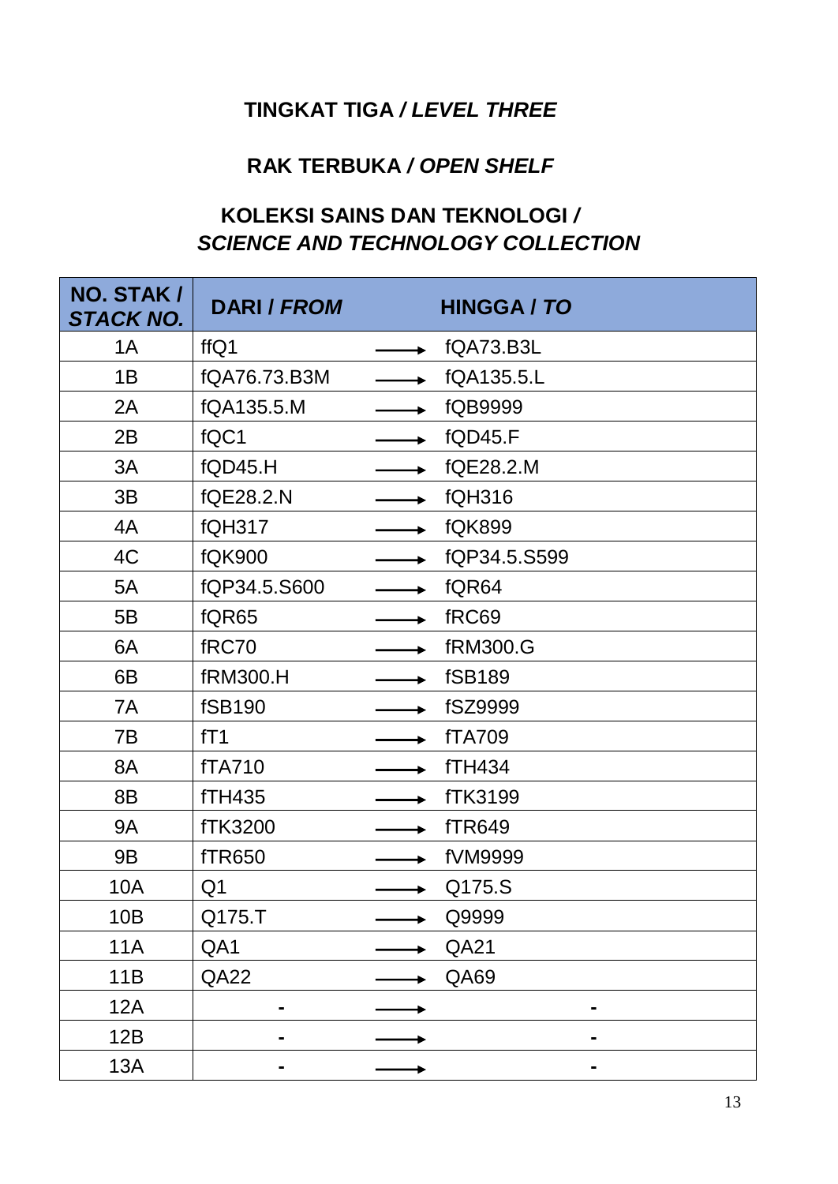**TINGKAT TIGA / *LEVEL THREE***

**RAK TERBUKA / *OPEN SHELF***

**KOLEKSI SAINS DAN TEKNOLOGI / *SCIENCE AND TECHNOLOGY COLLECTION***

| NO. STAK / *STACK NO.* | DARI / *FROM* | | HINGGA / *TO* |
|---|---|---|---|
| 1A | ffQ1 | → | fQA73.B3L |
| 1B | fQA76.73.B3M | → | fQA135.5.L |
| 2A | fQA135.5.M | → | fQB9999 |
| 2B | fQC1 | → | fQD45.F |
| 3A | fQD45.H | → | fQE28.2.M |
| 3B | fQE28.2.N | → | fQH316 |
| 4A | fQH317 | → | fQK899 |
| 4C | fQK900 | → | fQP34.5.S599 |
| 5A | fQP34.5.S600 | → | fQR64 |
| 5B | fQR65 | → | fRC69 |
| 6A | fRC70 | → | fRM300.G |
| 6B | fRM300.H | → | fSB189 |
| 7A | fSB190 | → | fSZ9999 |
| 7B | fT1 | → | fTA709 |
| 8A | fTA710 | → | fTH434 |
| 8B | fTH435 | → | fTK3199 |
| 9A | fTK3200 | → | fTR649 |
| 9B | fTR650 | → | fVM9999 |
| 10A | Q1 | → | Q175.S |
| 10B | Q175.T | → | Q9999 |
| 11A | QA1 | → | QA21 |
| 11B | QA22 | → | QA69 |
| 12A | - | → | - |
| 12B | - | → | - |
| 13A | - | → | - |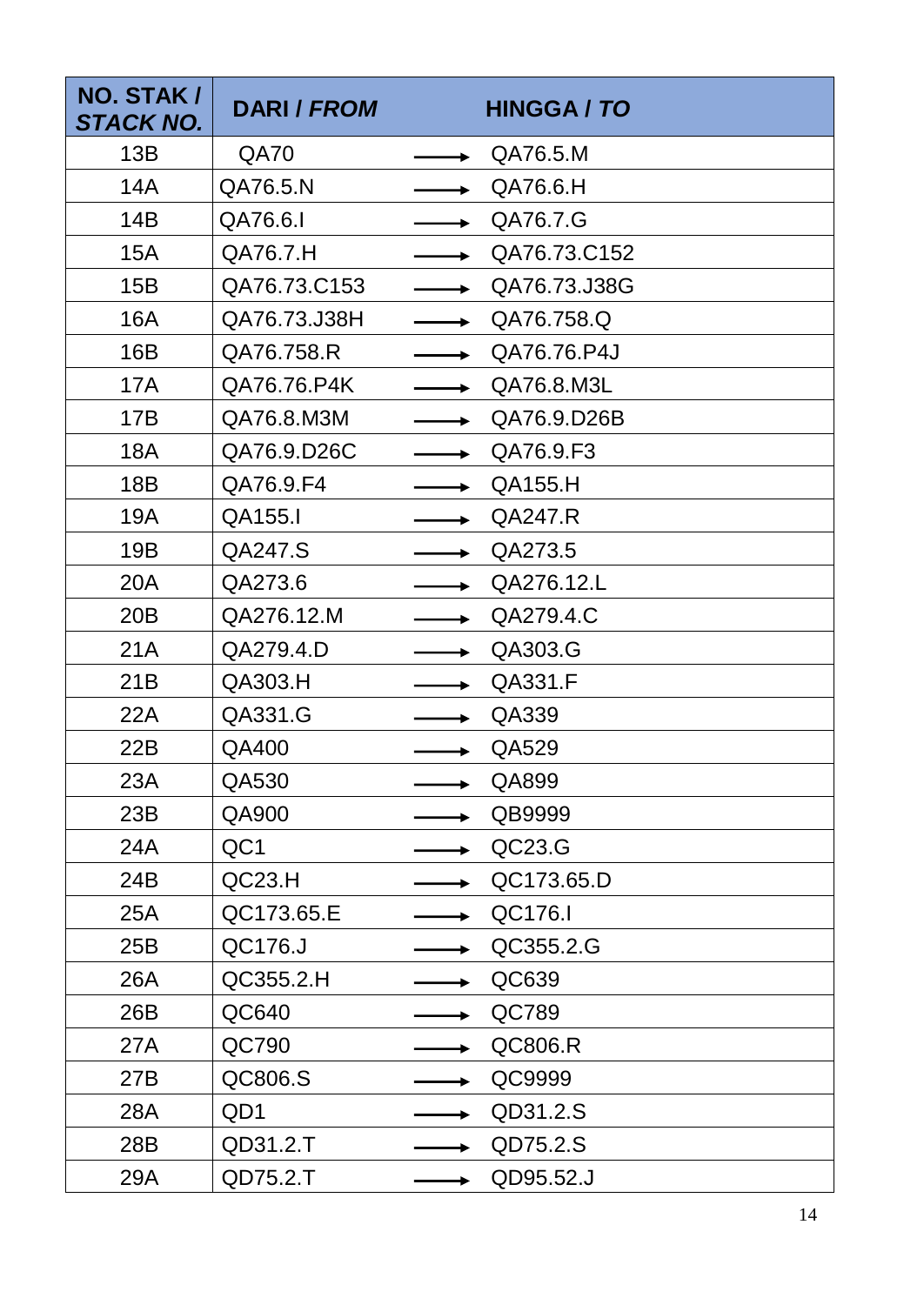| NO. STAK / *STACK NO.* | DARI / *FROM* | | HINGGA / *TO* |
|---|---|---|---|
| 13B | QA70 | → | QA76.5.M |
| 14A | QA76.5.N | → | QA76.6.H |
| 14B | QA76.6.I | → | QA76.7.G |
| 15A | QA76.7.H | → | QA76.73.C152 |
| 15B | QA76.73.C153 | → | QA76.73.J38G |
| 16A | QA76.73.J38H | → | QA76.758.Q |
| 16B | QA76.758.R | → | QA76.76.P4J |
| 17A | QA76.76.P4K | → | QA76.8.M3L |
| 17B | QA76.8.M3M | → | QA76.9.D26B |
| 18A | QA76.9.D26C | → | QA76.9.F3 |
| 18B | QA76.9.F4 | → | QA155.H |
| 19A | QA155.I | → | QA247.R |
| 19B | QA247.S | → | QA273.5 |
| 20A | QA273.6 | → | QA276.12.L |
| 20B | QA276.12.M | → | QA279.4.C |
| 21A | QA279.4.D | → | QA303.G |
| 21B | QA303.H | → | QA331.F |
| 22A | QA331.G | → | QA339 |
| 22B | QA400 | → | QA529 |
| 23A | QA530 | → | QA899 |
| 23B | QA900 | → | QB9999 |
| 24A | QC1 | → | QC23.G |
| 24B | QC23.H | → | QC173.65.D |
| 25A | QC173.65.E | → | QC176.I |
| 25B | QC176.J | → | QC355.2.G |
| 26A | QC355.2.H | → | QC639 |
| 26B | QC640 | → | QC789 |
| 27A | QC790 | → | QC806.R |
| 27B | QC806.S | → | QC9999 |
| 28A | QD1 | → | QD31.2.S |
| 28B | QD31.2.T | → | QD75.2.S |
| 29A | QD75.2.T | → | QD95.52.J |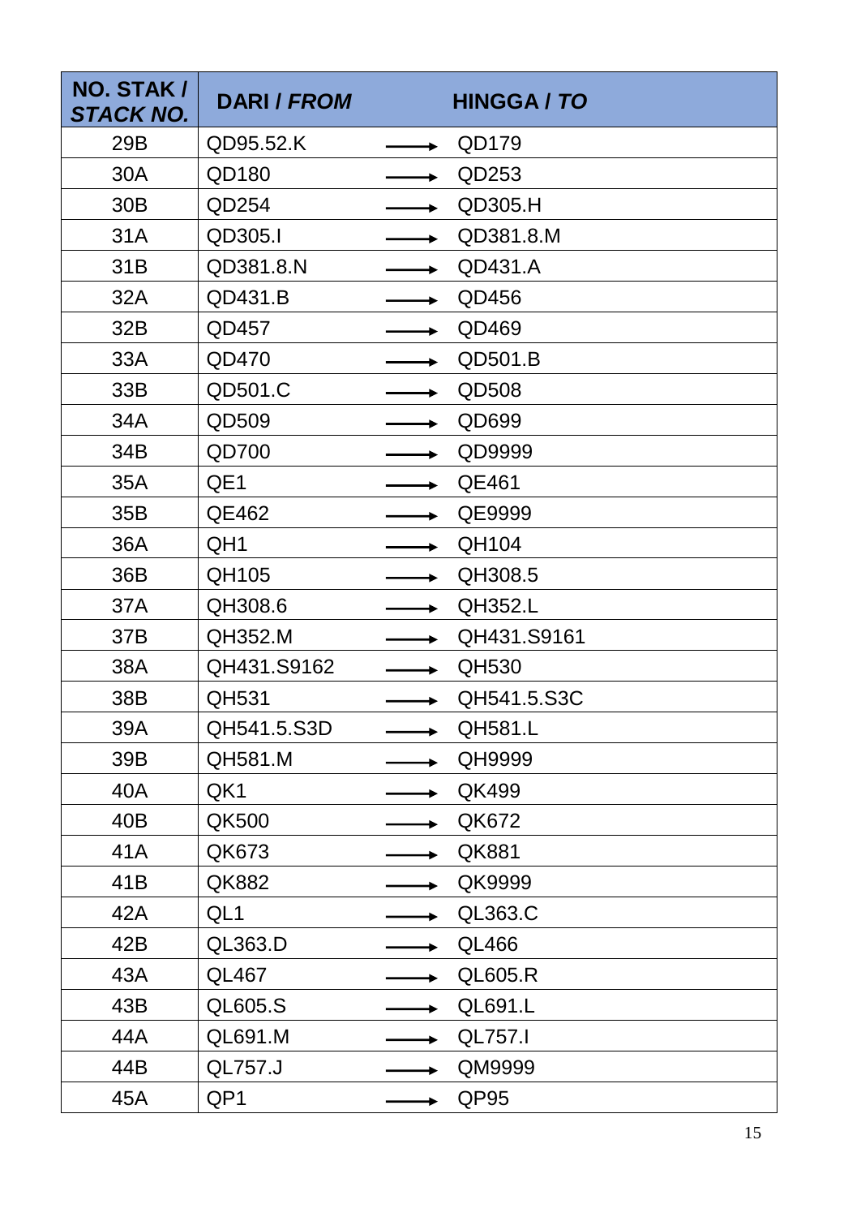| NO. STAK / *STACK NO.* | DARI / *FROM* | | HINGGA / *TO* |
|---|---|---|---|
| 29B | QD95.52.K | ⟶ | QD179 |
| 30A | QD180 | ⟶ | QD253 |
| 30B | QD254 | ⟶ | QD305.H |
| 31A | QD305.I | ⟶ | QD381.8.M |
| 31B | QD381.8.N | ⟶ | QD431.A |
| 32A | QD431.B | ⟶ | QD456 |
| 32B | QD457 | ⟶ | QD469 |
| 33A | QD470 | ⟶ | QD501.B |
| 33B | QD501.C | ⟶ | QD508 |
| 34A | QD509 | ⟶ | QD699 |
| 34B | QD700 | ⟶ | QD9999 |
| 35A | QE1 | ⟶ | QE461 |
| 35B | QE462 | ⟶ | QE9999 |
| 36A | QH1 | ⟶ | QH104 |
| 36B | QH105 | ⟶ | QH308.5 |
| 37A | QH308.6 | ⟶ | QH352.L |
| 37B | QH352.M | ⟶ | QH431.S9161 |
| 38A | QH431.S9162 | ⟶ | QH530 |
| 38B | QH531 | ⟶ | QH541.5.S3C |
| 39A | QH541.5.S3D | ⟶ | QH581.L |
| 39B | QH581.M | ⟶ | QH9999 |
| 40A | QK1 | ⟶ | QK499 |
| 40B | QK500 | ⟶ | QK672 |
| 41A | QK673 | ⟶ | QK881 |
| 41B | QK882 | ⟶ | QK9999 |
| 42A | QL1 | ⟶ | QL363.C |
| 42B | QL363.D | ⟶ | QL466 |
| 43A | QL467 | ⟶ | QL605.R |
| 43B | QL605.S | ⟶ | QL691.L |
| 44A | QL691.M | ⟶ | QL757.I |
| 44B | QL757.J | ⟶ | QM9999 |
| 45A | QP1 | ⟶ | QP95 |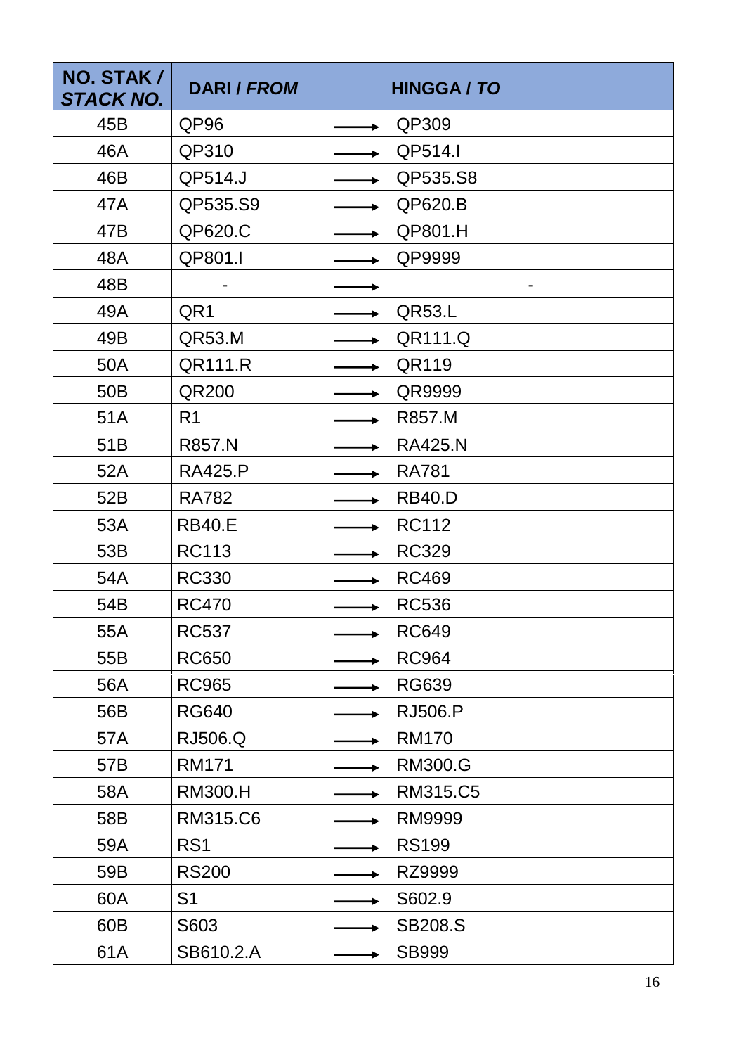| NO. STAK / *STACK NO.* | DARI / *FROM* | | HINGGA / *TO* |
|---|---|---|---|
| 45B | QP96 | → | QP309 |
| 46A | QP310 | → | QP514.I |
| 46B | QP514.J | → | QP535.S8 |
| 47A | QP535.S9 | → | QP620.B |
| 47B | QP620.C | → | QP801.H |
| 48A | QP801.I | → | QP9999 |
| 48B | - | → | - |
| 49A | QR1 | → | QR53.L |
| 49B | QR53.M | → | QR111.Q |
| 50A | QR111.R | → | QR119 |
| 50B | QR200 | → | QR9999 |
| 51A | R1 | → | R857.M |
| 51B | R857.N | → | RA425.N |
| 52A | RA425.P | → | RA781 |
| 52B | RA782 | → | RB40.D |
| 53A | RB40.E | → | RC112 |
| 53B | RC113 | → | RC329 |
| 54A | RC330 | → | RC469 |
| 54B | RC470 | → | RC536 |
| 55A | RC537 | → | RC649 |
| 55B | RC650 | → | RC964 |
| 56A | RC965 | → | RG639 |
| 56B | RG640 | → | RJ506.P |
| 57A | RJ506.Q | → | RM170 |
| 57B | RM171 | → | RM300.G |
| 58A | RM300.H | → | RM315.C5 |
| 58B | RM315.C6 | → | RM9999 |
| 59A | RS1 | → | RS199 |
| 59B | RS200 | → | RZ9999 |
| 60A | S1 | → | S602.9 |
| 60B | S603 | → | SB208.S |
| 61A | SB610.2.A | → | SB999 |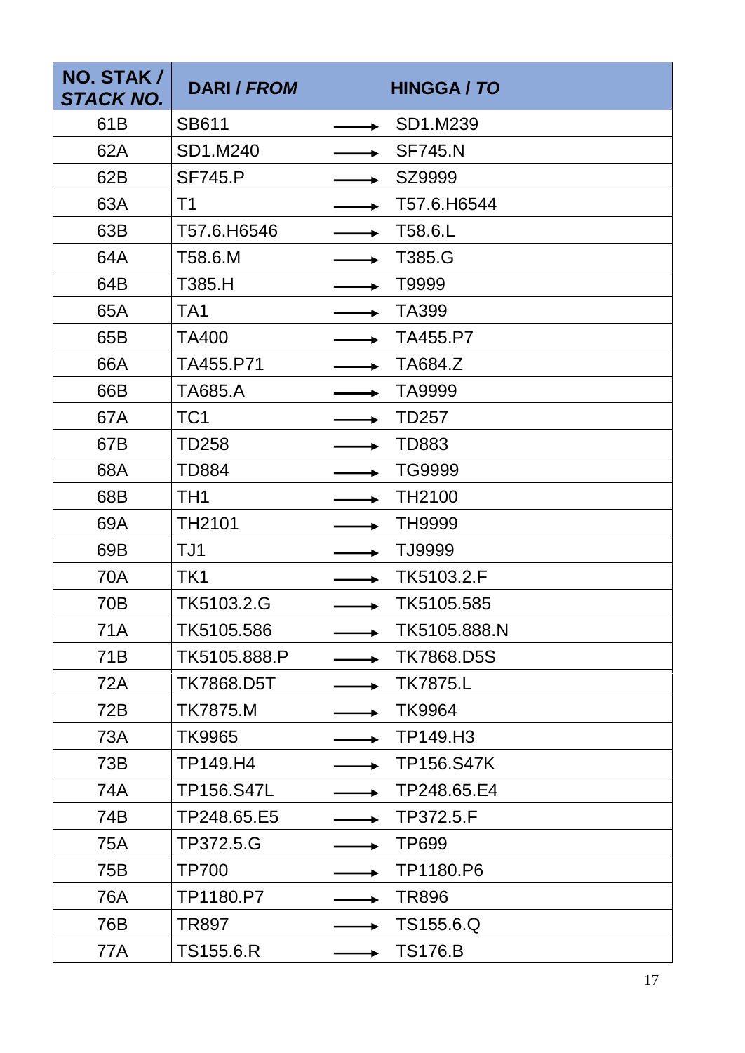| NO. STAK / *STACK NO.* | DARI / *FROM* | | HINGGA / *TO* |
|---|---|---|---|
| 61B | SB611 | → | SD1.M239 |
| 62A | SD1.M240 | → | SF745.N |
| 62B | SF745.P | → | SZ9999 |
| 63A | T1 | → | T57.6.H6544 |
| 63B | T57.6.H6546 | → | T58.6.L |
| 64A | T58.6.M | → | T385.G |
| 64B | T385.H | → | T9999 |
| 65A | TA1 | → | TA399 |
| 65B | TA400 | → | TA455.P7 |
| 66A | TA455.P71 | → | TA684.Z |
| 66B | TA685.A | → | TA9999 |
| 67A | TC1 | → | TD257 |
| 67B | TD258 | → | TD883 |
| 68A | TD884 | → | TG9999 |
| 68B | TH1 | → | TH2100 |
| 69A | TH2101 | → | TH9999 |
| 69B | TJ1 | → | TJ9999 |
| 70A | TK1 | → | TK5103.2.F |
| 70B | TK5103.2.G | → | TK5105.585 |
| 71A | TK5105.586 | → | TK5105.888.N |
| 71B | TK5105.888.P | → | TK7868.D5S |
| 72A | TK7868.D5T | → | TK7875.L |
| 72B | TK7875.M | → | TK9964 |
| 73A | TK9965 | → | TP149.H3 |
| 73B | TP149.H4 | → | TP156.S47K |
| 74A | TP156.S47L | → | TP248.65.E4 |
| 74B | TP248.65.E5 | → | TP372.5.F |
| 75A | TP372.5.G | → | TP699 |
| 75B | TP700 | → | TP1180.P6 |
| 76A | TP1180.P7 | → | TR896 |
| 76B | TR897 | → | TS155.6.Q |
| 77A | TS155.6.R | → | TS176.B |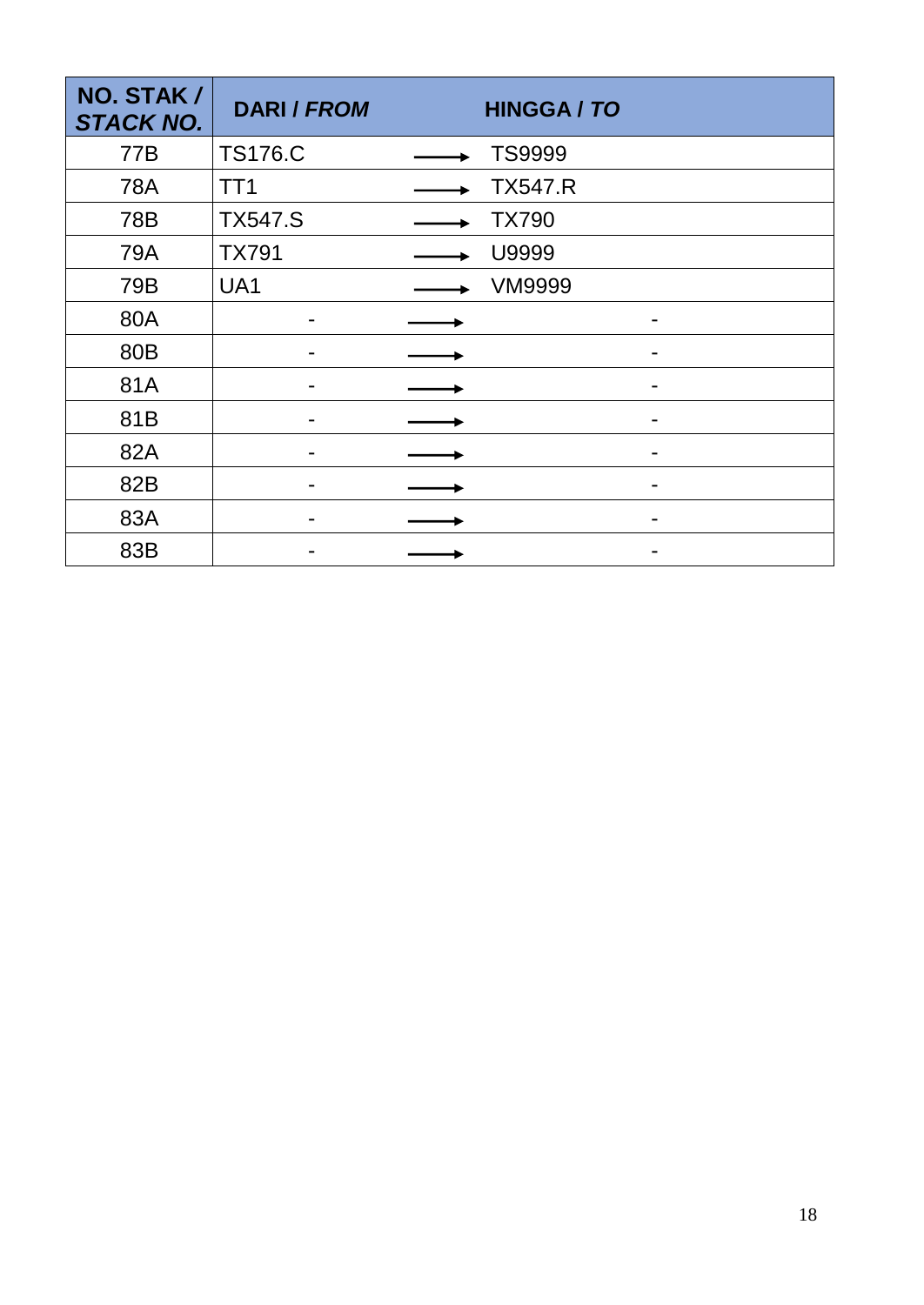| NO. STAK / *STACK NO.* | DARI / *FROM* | | HINGGA / *TO* |
|---|---|---|---|
| 77B | TS176.C | → | TS9999 |
| 78A | TT1 | → | TX547.R |
| 78B | TX547.S | → | TX790 |
| 79A | TX791 | → | U9999 |
| 79B | UA1 | → | VM9999 |
| 80A | - | → | - |
| 80B | - | → | - |
| 81A | - | → | - |
| 81B | - | → | - |
| 82A | - | → | - |
| 82B | - | → | - |
| 83A | - | → | - |
| 83B | - | → | - |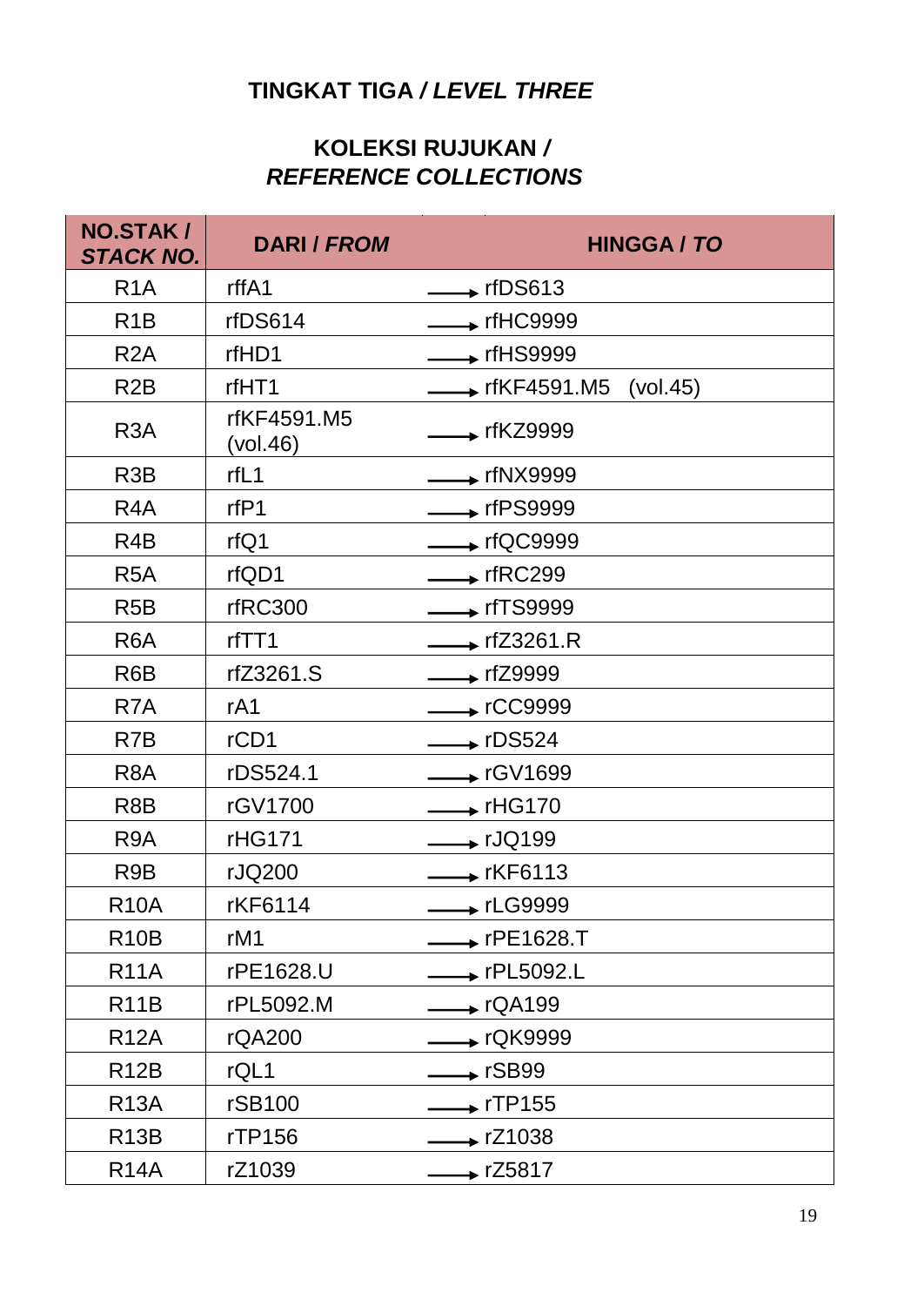## TINGKAT TIGA / *LEVEL THREE*

### KOLEKSI RUJUKAN / *REFERENCE COLLECTIONS*

| NO.STAK / *STACK NO.* | DARI / *FROM* | HINGGA / *TO* |
|---|---|---|
| R1A | rffA1 | → rfDS613 |
| R1B | rfDS614 | → rfHC9999 |
| R2A | rfHD1 | → rfHS9999 |
| R2B | rfHT1 | → rfKF4591.M5 (vol.45) |
| R3A | rfKF4591.M5 (vol.46) | → rfKZ9999 |
| R3B | rfL1 | → rfNX9999 |
| R4A | rfP1 | → rfPS9999 |
| R4B | rfQ1 | → rfQC9999 |
| R5A | rfQD1 | → rfRC299 |
| R5B | rfRC300 | → rfTS9999 |
| R6A | rfTT1 | → rfZ3261.R |
| R6B | rfZ3261.S | → rfZ9999 |
| R7A | rA1 | → rCC9999 |
| R7B | rCD1 | → rDS524 |
| R8A | rDS524.1 | → rGV1699 |
| R8B | rGV1700 | → rHG170 |
| R9A | rHG171 | → rJQ199 |
| R9B | rJQ200 | → rKF6113 |
| R10A | rKF6114 | → rLG9999 |
| R10B | rM1 | → rPE1628.T |
| R11A | rPE1628.U | → rPL5092.L |
| R11B | rPL5092.M | → rQA199 |
| R12A | rQA200 | → rQK9999 |
| R12B | rQL1 | → rSB99 |
| R13A | rSB100 | → rTP155 |
| R13B | rTP156 | → rZ1038 |
| R14A | rZ1039 | → rZ5817 |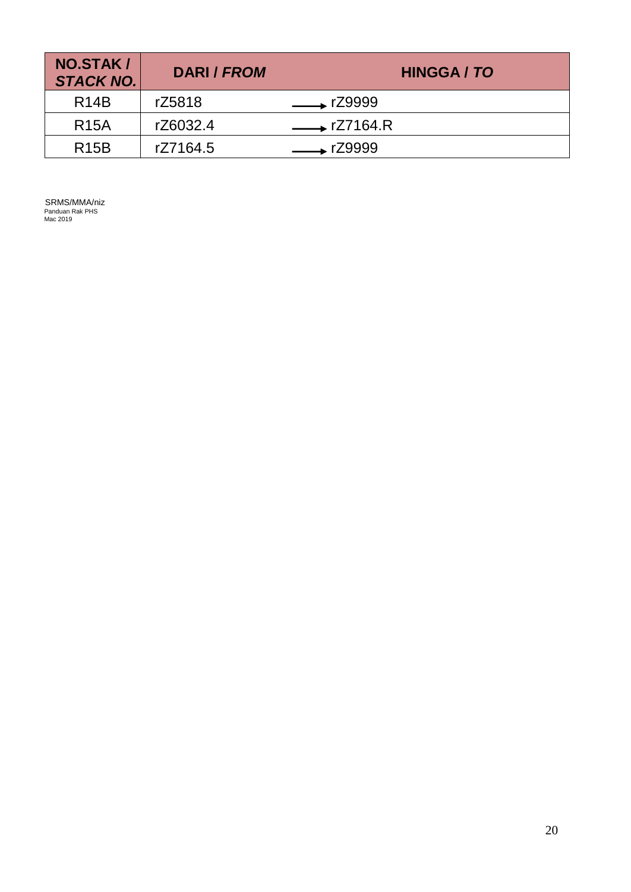| **NO.STAK /** ***STACK NO.*** | **DARI /** ***FROM*** | **HINGGA /** ***TO*** |
|---|---|---|
| R14B | rZ5818 | → rZ9999 |
| R15A | rZ6032.4 | → rZ7164.R |
| R15B | rZ7164.5 | → rZ9999 |

SRMS/MMA/niz
Panduan Rak PHS
Mac 2019